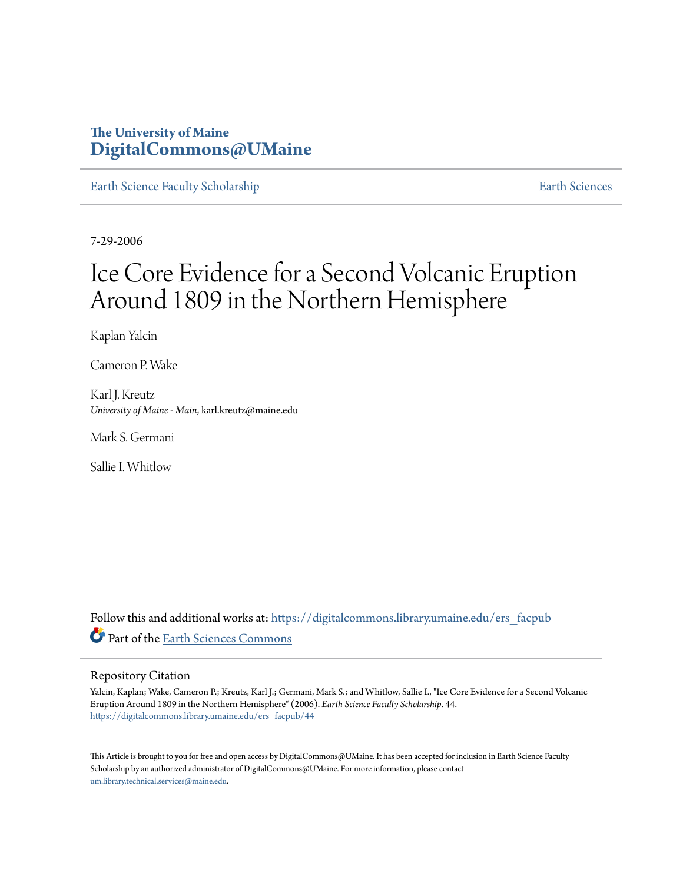The University of Maine
**DigitalCommons@UMaine**

Earth Science Faculty Scholarship | Earth Sciences

7-29-2006

# Ice Core Evidence for a Second Volcanic Eruption Around 1809 in the Northern Hemisphere

Kaplan Yalcin

Cameron P. Wake

Karl J. Kreutz
*University of Maine - Main*, karl.kreutz@maine.edu

Mark S. Germani

Sallie I. Whitlow

Follow this and additional works at: https://digitalcommons.library.umaine.edu/ers_facpub

Part of the Earth Sciences Commons

## Repository Citation

Yalcin, Kaplan; Wake, Cameron P.; Kreutz, Karl J.; Germani, Mark S.; and Whitlow, Sallie I., "Ice Core Evidence for a Second Volcanic Eruption Around 1809 in the Northern Hemisphere" (2006). *Earth Science Faculty Scholarship*. 44.
https://digitalcommons.library.umaine.edu/ers_facpub/44

This Article is brought to you for free and open access by DigitalCommons@UMaine. It has been accepted for inclusion in Earth Science Faculty Scholarship by an authorized administrator of DigitalCommons@UMaine. For more information, please contact um.library.technical.services@maine.edu.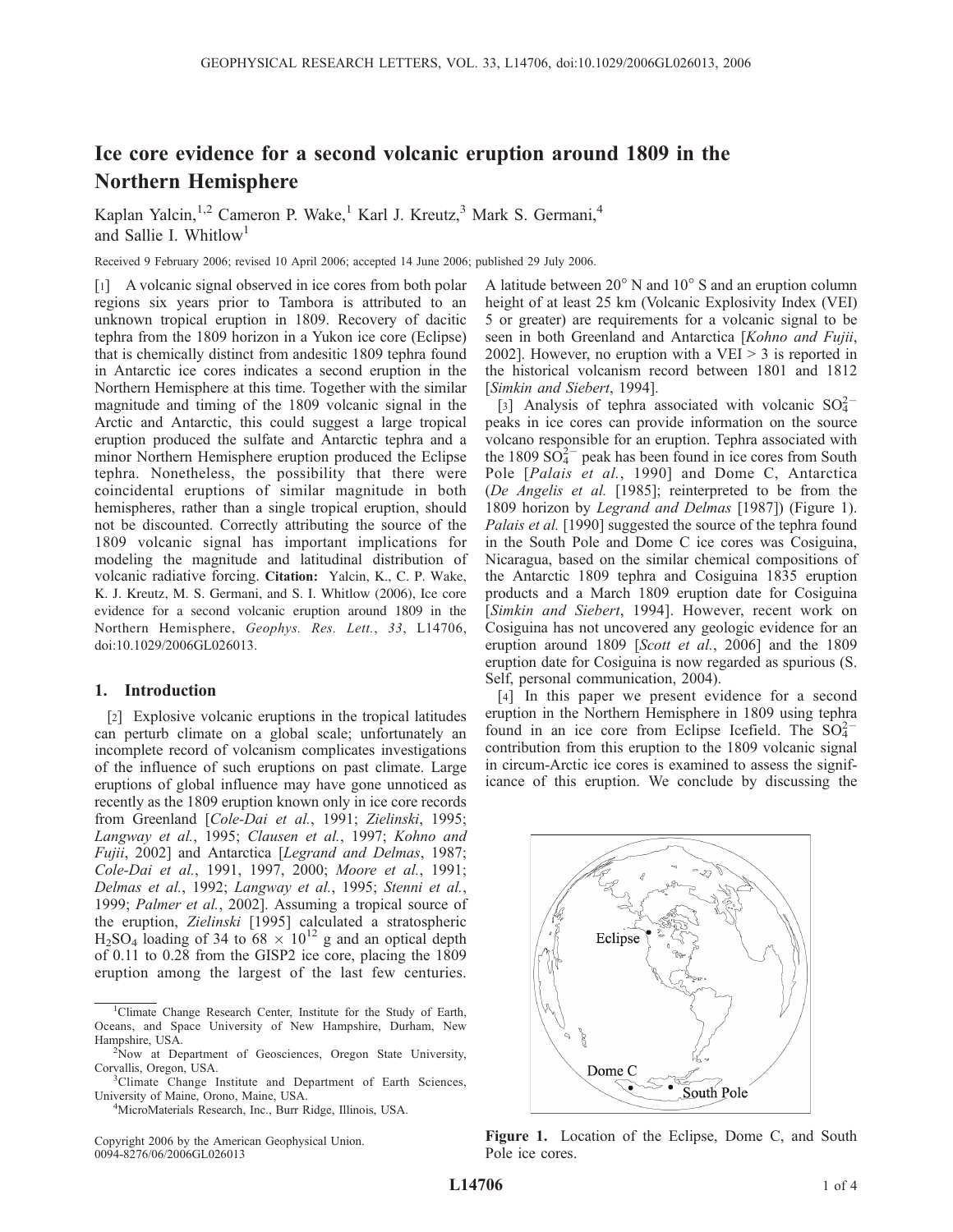# Ice core evidence for a second volcanic eruption around 1809 in the Northern Hemisphere

Kaplan Yalcin,[1,2] Cameron P. Wake,[1] Karl J. Kreutz,[3] Mark S. Germani,[4] and Sallie I. Whitlow[1]

Received 9 February 2006; revised 10 April 2006; accepted 14 June 2006; published 29 July 2006.

[1] A volcanic signal observed in ice cores from both polar regions six years prior to Tambora is attributed to an unknown tropical eruption in 1809. Recovery of dacitic tephra from the 1809 horizon in a Yukon ice core (Eclipse) that is chemically distinct from andesitic 1809 tephra found in Antarctic ice cores indicates a second eruption in the Northern Hemisphere at this time. Together with the similar magnitude and timing of the 1809 volcanic signal in the Arctic and Antarctic, this could suggest a large tropical eruption produced the sulfate and Antarctic tephra and a minor Northern Hemisphere eruption produced the Eclipse tephra. Nonetheless, the possibility that there were coincidental eruptions of similar magnitude in both hemispheres, rather than a single tropical eruption, should not be discounted. Correctly attributing the source of the 1809 volcanic signal has important implications for modeling the magnitude and latitudinal distribution of volcanic radiative forcing. **Citation:** Yalcin, K., C. P. Wake, K. J. Kreutz, M. S. Germani, and S. I. Whitlow (2006), Ice core evidence for a second volcanic eruption around 1809 in the Northern Hemisphere, *Geophys. Res. Lett.*, *33*, L14706, doi:10.1029/2006GL026013.

## 1. Introduction

[2] Explosive volcanic eruptions in the tropical latitudes can perturb climate on a global scale; unfortunately an incomplete record of volcanism complicates investigations of the influence of such eruptions on past climate. Large eruptions of global influence may have gone unnoticed as recently as the 1809 eruption known only in ice core records from Greenland [*Cole-Dai et al.*, 1991; *Zielinski*, 1995; *Langway et al.*, 1995; *Clausen et al.*, 1997; *Kohno and Fujii*, 2002] and Antarctica [*Legrand and Delmas*, 1987; *Cole-Dai et al.*, 1991, 1997, 2000; *Moore et al.*, 1991; *Delmas et al.*, 1992; *Langway et al.*, 1995; *Stenni et al.*, 1999; *Palmer et al.*, 2002]. Assuming a tropical source of the eruption, *Zielinski* [1995] calculated a stratospheric $H_2SO_4$ loading of 34 to 68 $\times$ $10^{12}$ g and an optical depth of 0.11 to 0.28 from the GISP2 ice core, placing the 1809 eruption among the largest of the last few centuries. A latitude between 20° N and 10° S and an eruption column height of at least 25 km (Volcanic Explosivity Index (VEI) 5 or greater) are requirements for a volcanic signal to be seen in both Greenland and Antarctica [*Kohno and Fujii*, 2002]. However, no eruption with a VEI > 3 is reported in the historical volcanism record between 1801 and 1812 [*Simkin and Siebert*, 1994].

[3] Analysis of tephra associated with volcanic $SO_4^{2-}$ peaks in ice cores can provide information on the source volcano responsible for an eruption. Tephra associated with the 1809 $SO_4^{2-}$ peak has been found in ice cores from South Pole [*Palais et al.*, 1990] and Dome C, Antarctica (*De Angelis et al.* [1985]; reinterpreted to be from the 1809 horizon by *Legrand and Delmas* [1987]) (Figure 1). *Palais et al.* [1990] suggested the source of the tephra found in the South Pole and Dome C ice cores was Cosiguina, Nicaragua, based on the similar chemical compositions of the Antarctic 1809 tephra and Cosiguina 1835 eruption products and a March 1809 eruption date for Cosiguina [*Simkin and Siebert*, 1994]. However, recent work on Cosiguina has not uncovered any geologic evidence for an eruption around 1809 [*Scott et al.*, 2006] and the 1809 eruption date for Cosiguina is now regarded as spurious (S. Self, personal communication, 2004).

[4] In this paper we present evidence for a second eruption in the Northern Hemisphere in 1809 using tephra found in an ice core from Eclipse Icefield. The $SO_4^{2-}$ contribution from this eruption to the 1809 volcanic signal in circum-Arctic ice cores is examined to assess the significance of this eruption. We conclude by discussing the

Figure 1. Location of the Eclipse, Dome C, and South Pole ice cores.

---

[1]Climate Change Research Center, Institute for the Study of Earth, Oceans, and Space University of New Hampshire, Durham, New Hampshire, USA.

[2]Now at Department of Geosciences, Oregon State University, Corvallis, Oregon, USA.

[3]Climate Change Institute and Department of Earth Sciences, University of Maine, Orono, Maine, USA.

[4]MicroMaterials Research, Inc., Burr Ridge, Illinois, USA.

Copyright 2006 by the American Geophysical Union.
0094-8276/06/2006GL026013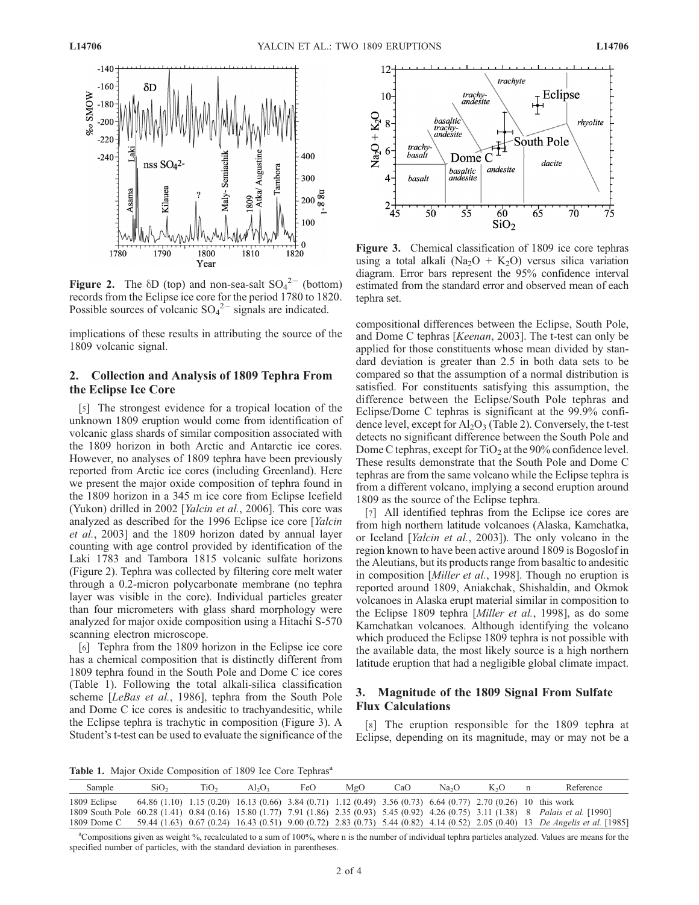**Figure 2.** The δD (top) and non-sea-salt $SO_4^{2-}$ (bottom) records from the Eclipse ice core for the period 1780 to 1820. Possible sources of volcanic $SO_4^{2-}$ signals are indicated.

implications of these results in attributing the source of the 1809 volcanic signal.

## 2. Collection and Analysis of 1809 Tephra From the Eclipse Ice Core

[5] The strongest evidence for a tropical location of the unknown 1809 eruption would come from identification of volcanic glass shards of similar composition associated with the 1809 horizon in both Arctic and Antarctic ice cores. However, no analyses of 1809 tephra have been previously reported from Arctic ice cores (including Greenland). Here we present the major oxide composition of tephra found in the 1809 horizon in a 345 m ice core from Eclipse Icefield (Yukon) drilled in 2002 [*Yalcin et al.*, 2006]. This core was analyzed as described for the 1996 Eclipse ice core [*Yalcin et al.*, 2003] and the 1809 horizon dated by annual layer counting with age control provided by identification of the Laki 1783 and Tambora 1815 volcanic sulfate horizons (Figure 2). Tephra was collected by filtering core melt water through a 0.2-micron polycarbonate membrane (no tephra layer was visible in the core). Individual particles greater than four micrometers with glass shard morphology were analyzed for major oxide composition using a Hitachi S-570 scanning electron microscope.

[6] Tephra from the 1809 horizon in the Eclipse ice core has a chemical composition that is distinctly different from 1809 tephra found in the South Pole and Dome C ice cores (Table 1). Following the total alkali-silica classification scheme [*LeBas et al.*, 1986], tephra from the South Pole and Dome C ice cores is andesitic to trachyandesitic, while the Eclipse tephra is trachytic in composition (Figure 3). A Student's t-test can be used to evaluate the significance of the compositional differences between the Eclipse, South Pole, and Dome C tephras [*Keenan*, 2003]. The t-test can only be applied for those constituents whose mean divided by standard deviation is greater than 2.5 in both data sets to be compared so that the assumption of a normal distribution is satisfied. For constituents satisfying this assumption, the difference between the Eclipse/South Pole tephras and Eclipse/Dome C tephras is significant at the 99.9% confidence level, except for $Al_2O_3$ (Table 2). Conversely, the t-test detects no significant difference between the South Pole and Dome C tephras, except for $TiO_2$ at the 90% confidence level. These results demonstrate that the South Pole and Dome C tephras are from the same volcano while the Eclipse tephra is from a different volcano, implying a second eruption around 1809 as the source of the Eclipse tephra.

**Figure 3.** Chemical classification of 1809 ice core tephras using a total alkali ($Na_2O + K_2O$) versus silica variation diagram. Error bars represent the 95% confidence interval estimated from the standard error and observed mean of each tephra set.

[7] All identified tephras from the Eclipse ice cores are from high northern latitude volcanoes (Alaska, Kamchatka, or Iceland [*Yalcin et al.*, 2003]). The only volcano in the region known to have been active around 1809 is Bogoslof in the Aleutians, but its products range from basaltic to andesitic in composition [*Miller et al.*, 1998]. Though no eruption is reported around 1809, Aniakchak, Shishaldin, and Okmok volcanoes in Alaska erupt material similar in composition to the Eclipse 1809 tephra [*Miller et al.*, 1998], as do some Kamchatkan volcanoes. Although identifying the volcano which produced the Eclipse 1809 tephra is not possible with the available data, the most likely source is a high northern latitude eruption that had a negligible global climate impact.

## 3. Magnitude of the 1809 Signal From Sulfate Flux Calculations

[8] The eruption responsible for the 1809 tephra at Eclipse, depending on its magnitude, may or may not be a

**Table 1.** Major Oxide Composition of 1809 Ice Core Tephras[a]

| Sample | $SiO_2$ | $TiO_2$ | $Al_2O_3$ | FeO | MgO | CaO | $Na_2O$ | $K_2O$ | n | Reference |
|---|---|---|---|---|---|---|---|---|---|---|
| 1809 Eclipse | 64.86 (1.10) | 1.15 (0.20) | 16.13 (0.66) | 3.84 (0.71) | 1.12 (0.49) | 3.56 (0.73) | 6.64 (0.77) | 2.70 (0.26) | 10 | this work |
| 1809 South Pole | 60.28 (1.41) | 0.84 (0.16) | 15.80 (1.77) | 7.91 (1.86) | 2.35 (0.93) | 5.45 (0.92) | 4.26 (0.75) | 3.11 (1.38) | 8 | *Palais et al.* [1990] |
| 1809 Dome C | 59.44 (1.63) | 0.67 (0.24) | 16.43 (0.51) | 9.00 (0.72) | 2.83 (0.73) | 5.44 (0.82) | 4.14 (0.52) | 2.05 (0.40) | 13 | *De Angelis et al.* [1985] |

[a]Compositions given as weight %, recalculated to a sum of 100%, where n is the number of individual tephra particles analyzed. Values are means for the specified number of particles, with the standard deviation in parentheses.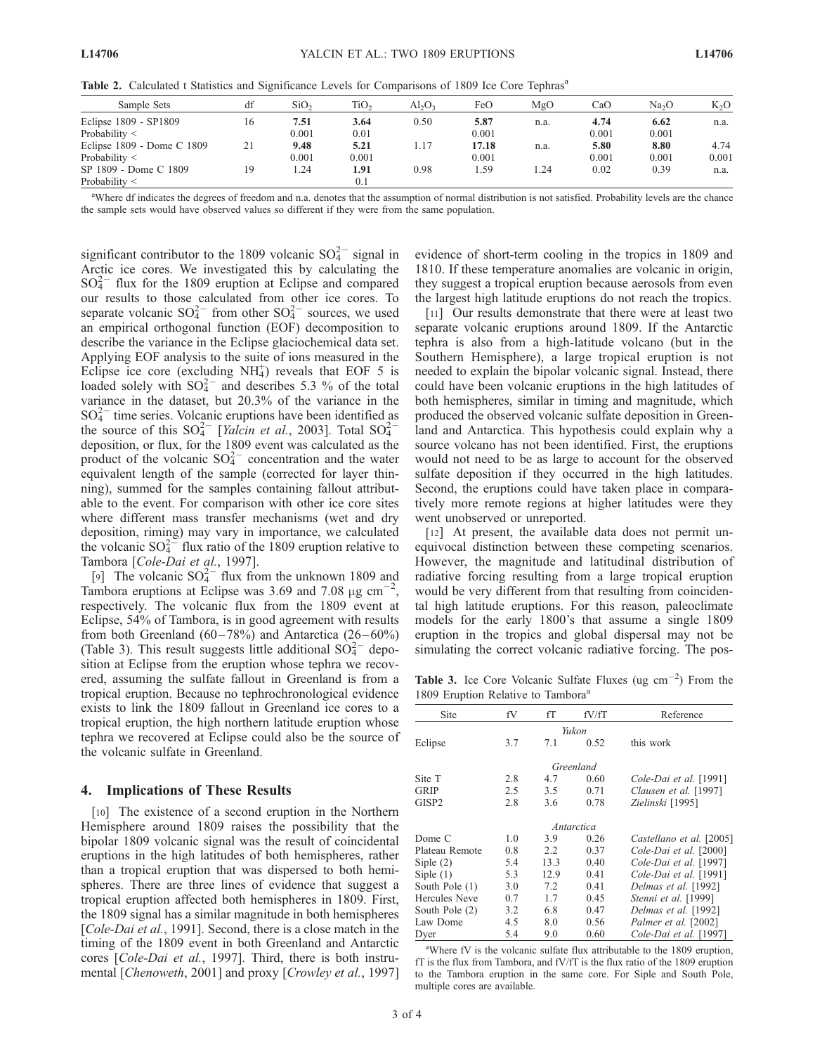**Table 2.** Calculated t Statistics and Significance Levels for Comparisons of 1809 Ice Core Tephras[a]

| Sample Sets | df | $SiO_2$ | $TiO_2$ | $Al_2O_3$ | FeO | MgO | CaO | $Na_2O$ | $K_2O$ |
|---|---|---|---|---|---|---|---|---|---|
| Eclipse 1809 - SP1809 | 16 | **7.51** | **3.64** | 0.50 | **5.87** | n.a. | **4.74** | **6.62** | n.a. |
| Probability < | | 0.001 | 0.01 | | 0.001 | | 0.001 | 0.001 | |
| Eclipse 1809 - Dome C 1809 | 21 | **9.48** | **5.21** | 1.17 | **17.18** | n.a. | **5.80** | **8.80** | 4.74 |
| Probability < | | 0.001 | 0.001 | | 0.001 | | 0.001 | 0.001 | 0.001 |
| SP 1809 - Dome C 1809 | 19 | 1.24 | **1.91** | 0.98 | 1.59 | 1.24 | 0.02 | 0.39 | n.a. |
| Probability < | | | 0.1 | | | | | | |

[a]Where df indicates the degrees of freedom and n.a. denotes that the assumption of normal distribution is not satisfied. Probability levels are the chance the sample sets would have observed values so different if they were from the same population.

significant contributor to the 1809 volcanic $SO_4^{2-}$ signal in Arctic ice cores. We investigated this by calculating the $SO_4^{2-}$ flux for the 1809 eruption at Eclipse and compared our results to those calculated from other ice cores. To separate volcanic $SO_4^{2-}$ from other $SO_4^{2-}$ sources, we used an empirical orthogonal function (EOF) decomposition to describe the variance in the Eclipse glaciochemical data set. Applying EOF analysis to the suite of ions measured in the Eclipse ice core (excluding $NH_4^+$) reveals that EOF 5 is loaded solely with $SO_4^{2-}$ and describes 5.3 % of the total variance in the dataset, but 20.3% of the variance in the $SO_4^{2-}$ time series. Volcanic eruptions have been identified as the source of this $SO_4^{2-}$ [*Yalcin et al.*, 2003]. Total $SO_4^{2-}$ deposition, or flux, for the 1809 event was calculated as the product of the volcanic $SO_4^{2-}$ concentration and the water equivalent length of the sample (corrected for layer thinning), summed for the samples containing fallout attributable to the event. For comparison with other ice core sites where different mass transfer mechanisms (wet and dry deposition, riming) may vary in importance, we calculated the volcanic $SO_4^{2-}$ flux ratio of the 1809 eruption relative to Tambora [*Cole-Dai et al.*, 1997].

[9] The volcanic $SO_4^{2-}$ flux from the unknown 1809 and Tambora eruptions at Eclipse was 3.69 and 7.08 μg cm$^{-2}$, respectively. The volcanic flux from the 1809 event at Eclipse, 54% of Tambora, is in good agreement with results from both Greenland (60–78%) and Antarctica (26–60%) (Table 3). This result suggests little additional $SO_4^{2-}$ deposition at Eclipse from the eruption whose tephra we recovered, assuming the sulfate fallout in Greenland is from a tropical eruption. Because no tephrochronological evidence exists to link the 1809 fallout in Greenland ice cores to a tropical eruption, the high northern latitude eruption whose tephra we recovered at Eclipse could also be the source of the volcanic sulfate in Greenland.

## 4. Implications of These Results

[10] The existence of a second eruption in the Northern Hemisphere around 1809 raises the possibility that the bipolar 1809 volcanic signal was the result of coincidental eruptions in the high latitudes of both hemispheres, rather than a tropical eruption that was dispersed to both hemispheres. There are three lines of evidence that suggest a tropical eruption affected both hemispheres in 1809. First, the 1809 signal has a similar magnitude in both hemispheres [*Cole-Dai et al.*, 1991]. Second, there is a close match in the timing of the 1809 event in both Greenland and Antarctic cores [*Cole-Dai et al.*, 1997]. Third, there is both instrumental [*Chenoweth*, 2001] and proxy [*Crowley et al.*, 1997] evidence of short-term cooling in the tropics in 1809 and 1810. If these temperature anomalies are volcanic in origin, they suggest a tropical eruption because aerosols from even the largest high latitude eruptions do not reach the tropics.

[11] Our results demonstrate that there were at least two separate volcanic eruptions around 1809. If the Antarctic tephra is also from a high-latitude volcano (but in the Southern Hemisphere), a large tropical eruption is not needed to explain the bipolar volcanic signal. Instead, there could have been volcanic eruptions in the high latitudes of both hemispheres, similar in timing and magnitude, which produced the observed volcanic sulfate deposition in Greenland and Antarctica. This hypothesis could explain why a source volcano has not been identified. First, the eruptions would not need to be as large to account for the observed sulfate deposition if they occurred in the high latitudes. Second, the eruptions could have taken place in comparatively more remote regions at higher latitudes were they went unobserved or unreported.

[12] At present, the available data does not permit unequivocal distinction between these competing scenarios. However, the magnitude and latitudinal distribution of radiative forcing resulting from a large tropical eruption would be very different from that resulting from coincidental high latitude eruptions. For this reason, paleoclimate models for the early 1800's that assume a single 1809 eruption in the tropics and global dispersal may not be simulating the correct volcanic radiative forcing. The pos-

**Table 3.** Ice Core Volcanic Sulfate Fluxes (ug cm$^{-2}$) From the 1809 Eruption Relative to Tambora[a]

| Site | fV | fT | fV/fT | Reference |
|---|---|---|---|---|
| | | | *Yukon* | |
| Eclipse | 3.7 | 7.1 | 0.52 | this work |
| | | | *Greenland* | |
| Site T | 2.8 | 4.7 | 0.60 | *Cole-Dai et al.* [1991] |
| GRIP | 2.5 | 3.5 | 0.71 | *Clausen et al.* [1997] |
| GISP2 | 2.8 | 3.6 | 0.78 | *Zielinski* [1995] |
| | | | *Antarctica* | |
| Dome C | 1.0 | 3.9 | 0.26 | *Castellano et al.* [2005] |
| Plateau Remote | 0.8 | 2.2 | 0.37 | *Cole-Dai et al.* [2000] |
| Siple (2) | 5.4 | 13.3 | 0.40 | *Cole-Dai et al.* [1997] |
| Siple (1) | 5.3 | 12.9 | 0.41 | *Cole-Dai et al.* [1991] |
| South Pole (1) | 3.0 | 7.2 | 0.41 | *Delmas et al.* [1992] |
| Hercules Neve | 0.7 | 1.7 | 0.45 | *Stenni et al.* [1999] |
| South Pole (2) | 3.2 | 6.8 | 0.47 | *Delmas et al.* [1992] |
| Law Dome | 4.5 | 8.0 | 0.56 | *Palmer et al.* [2002] |
| Dyer | 5.4 | 9.0 | 0.60 | *Cole-Dai et al.* [1997] |

[a]Where fV is the volcanic sulfate flux attributable to the 1809 eruption, fT is the flux from Tambora, and fV/fT is the flux ratio of the 1809 eruption to the Tambora eruption in the same core. For Siple and South Pole, multiple cores are available.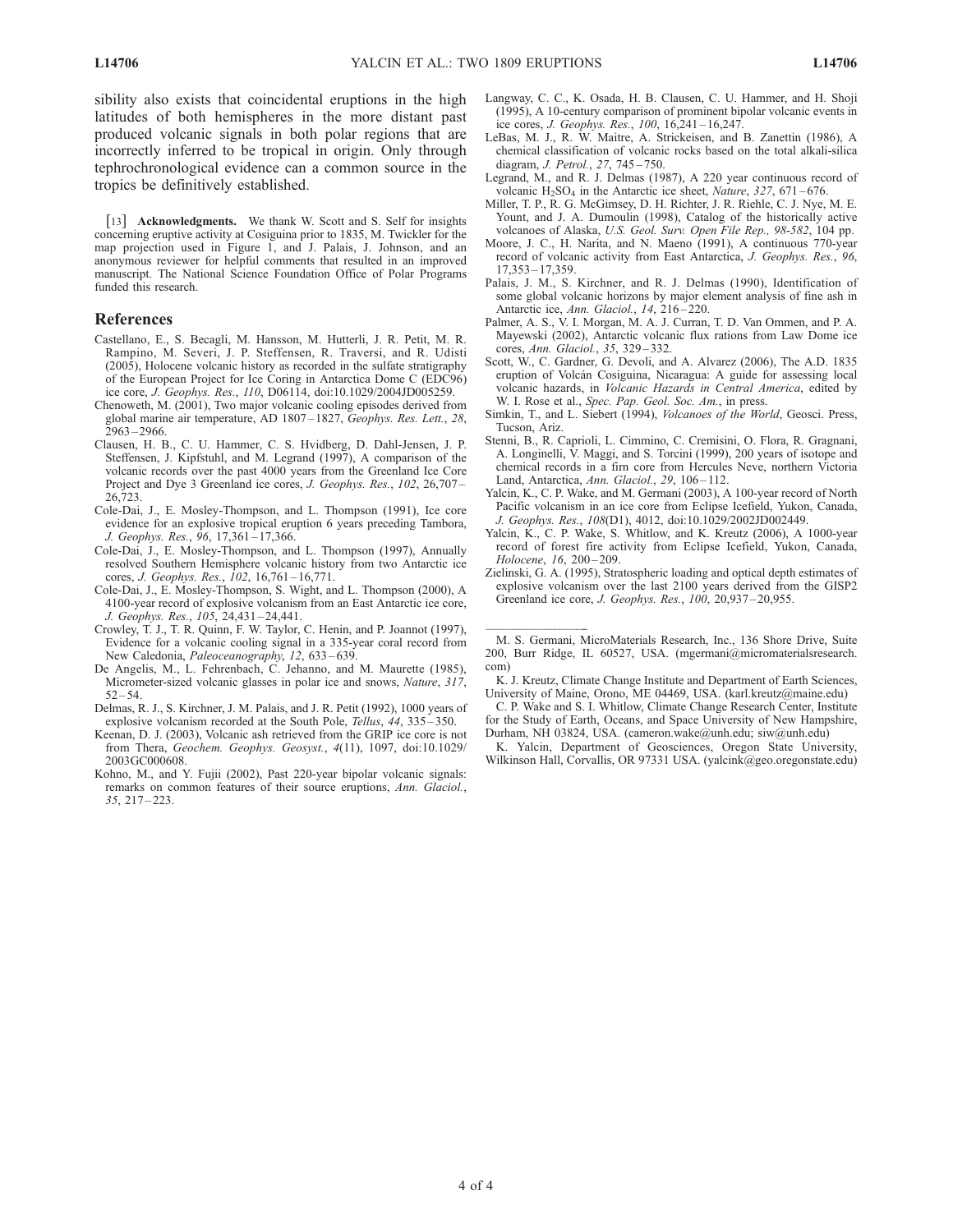sibility also exists that coincidental eruptions in the high latitudes of both hemispheres in the more distant past produced volcanic signals in both polar regions that are incorrectly inferred to be tropical in origin. Only through tephrochronological evidence can a common source in the tropics be definitively established.

[13] **Acknowledgments.** We thank W. Scott and S. Self for insights concerning eruptive activity at Cosiguina prior to 1835, M. Twickler for the map projection used in Figure 1, and J. Palais, J. Johnson, and an anonymous reviewer for helpful comments that resulted in an improved manuscript. The National Science Foundation Office of Polar Programs funded this research.

## References

Castellano, E., S. Becagli, M. Hansson, M. Hutterli, J. R. Petit, M. R. Rampino, M. Severi, J. P. Steffensen, R. Traversi, and R. Udisti (2005), Holocene volcanic history as recorded in the sulfate stratigraphy of the European Project for Ice Coring in Antarctica Dome C (EDC96) ice core, *J. Geophys. Res.*, *110*, D06114, doi:10.1029/2004JD005259.

Chenoweth, M. (2001), Two major volcanic cooling episodes derived from global marine air temperature, AD 1807–1827, *Geophys. Res. Lett.*, *28*, 2963–2966.

Clausen, H. B., C. U. Hammer, C. S. Hvidberg, D. Dahl-Jensen, J. P. Steffensen, J. Kipfstuhl, and M. Legrand (1997), A comparison of the volcanic records over the past 4000 years from the Greenland Ice Core Project and Dye 3 Greenland ice cores, *J. Geophys. Res.*, *102*, 26,707–26,723.

Cole-Dai, J., E. Mosley-Thompson, and L. Thompson (1991), Ice core evidence for an explosive tropical eruption 6 years preceding Tambora, *J. Geophys. Res.*, *96*, 17,361–17,366.

Cole-Dai, J., E. Mosley-Thompson, and L. Thompson (1997), Annually resolved Southern Hemisphere volcanic history from two Antarctic ice cores, *J. Geophys. Res.*, *102*, 16,761–16,771.

Cole-Dai, J., E. Mosley-Thompson, S. Wight, and L. Thompson (2000), A 4100-year record of explosive volcanism from an East Antarctic ice core, *J. Geophys. Res.*, *105*, 24,431–24,441.

Crowley, T. J., T. R. Quinn, F. W. Taylor, C. Henin, and P. Joannot (1997), Evidence for a volcanic cooling signal in a 335-year coral record from New Caledonia, *Paleoceanography*, *12*, 633–639.

De Angelis, M., L. Fehrenbach, C. Jehanno, and M. Maurette (1985), Micrometer-sized volcanic glasses in polar ice and snows, *Nature*, *317*, 52–54.

Delmas, R. J., S. Kirchner, J. M. Palais, and J. R. Petit (1992), 1000 years of explosive volcanism recorded at the South Pole, *Tellus*, *44*, 335–350.

Keenan, D. J. (2003), Volcanic ash retrieved from the GRIP ice core is not from Thera, *Geochem. Geophys. Geosyst.*, *4*(11), 1097, doi:10.1029/2003GC000608.

Kohno, M., and Y. Fujii (2002), Past 220-year bipolar volcanic signals: remarks on common features of their source eruptions, *Ann. Glaciol.*, *35*, 217–223.

Langway, C. C., K. Osada, H. B. Clausen, C. U. Hammer, and H. Shoji (1995), A 10-century comparison of prominent bipolar volcanic events in ice cores, *J. Geophys. Res.*, *100*, 16,241–16,247.

LeBas, M. J., R. W. Maitre, A. Strickeisen, and B. Zanettin (1986), A chemical classification of volcanic rocks based on the total alkali-silica diagram, *J. Petrol.*, *27*, 745–750.

Legrand, M., and R. J. Delmas (1987), A 220 year continuous record of volcanic $H_2SO_4$ in the Antarctic ice sheet, *Nature*, *327*, 671–676.

Miller, T. P., R. G. McGimsey, D. H. Richter, J. R. Riehle, C. J. Nye, M. E. Yount, and J. A. Dumoulin (1998), Catalog of the historically active volcanoes of Alaska, *U.S. Geol. Surv. Open File Rep., 98-582*, 104 pp.

Moore, J. C., H. Narita, and N. Maeno (1991), A continuous 770-year record of volcanic activity from East Antarctica, *J. Geophys. Res.*, *96*, 17,353–17,359.

Palais, J. M., S. Kirchner, and R. J. Delmas (1990), Identification of some global volcanic horizons by major element analysis of fine ash in Antarctic ice, *Ann. Glaciol.*, *14*, 216–220.

Palmer, A. S., V. I. Morgan, M. A. J. Curran, T. D. Van Ommen, and P. A. Mayewski (2002), Antarctic volcanic flux rations from Law Dome ice cores, *Ann. Glaciol.*, *35*, 329–332.

Scott, W., C. Gardner, G. Devoli, and A. Alvarez (2006), The A.D. 1835 eruption of Volcán Cosiguina, Nicaragua: A guide for assessing local volcanic hazards, in *Volcanic Hazards in Central America*, edited by W. I. Rose et al., *Spec. Pap. Geol. Soc. Am.*, in press.

Simkin, T., and L. Siebert (1994), *Volcanoes of the World*, Geosci. Press, Tucson, Ariz.

Stenni, B., R. Caprioli, L. Cimmino, C. Cremisini, O. Flora, R. Gragnani, A. Longinelli, V. Maggi, and S. Torcini (1999), 200 years of isotope and chemical records in a firn core from Hercules Neve, northern Victoria Land, Antarctica, *Ann. Glaciol.*, *29*, 106–112.

Yalcin, K., C. P. Wake, and M. Germani (2003), A 100-year record of North Pacific volcanism in an ice core from Eclipse Icefield, Yukon, Canada, *J. Geophys. Res.*, *108*(D1), 4012, doi:10.1029/2002JD002449.

Yalcin, K., C. P. Wake, S. Whitlow, and K. Kreutz (2006), A 1000-year record of forest fire activity from Eclipse Icefield, Yukon, Canada, *Holocene*, *16*, 200–209.

Zielinski, G. A. (1995), Stratospheric loading and optical depth estimates of explosive volcanism over the last 2100 years derived from the GISP2 Greenland ice core, *J. Geophys. Res.*, *100*, 20,937–20,955.

---

M. S. Germani, MicroMaterials Research, Inc., 136 Shore Drive, Suite 200, Burr Ridge, IL 60527, USA. (mgermani@micromaterialsresearch.com)

K. J. Kreutz, Climate Change Institute and Department of Earth Sciences, University of Maine, Orono, ME 04469, USA. (karl.kreutz@maine.edu)

C. P. Wake and S. I. Whitlow, Climate Change Research Center, Institute for the Study of Earth, Oceans, and Space University of New Hampshire, Durham, NH 03824, USA. (cameron.wake@unh.edu; siw@unh.edu)

K. Yalcin, Department of Geosciences, Oregon State University, Wilkinson Hall, Corvallis, OR 97331 USA. (yalcink@geo.oregonstate.edu)